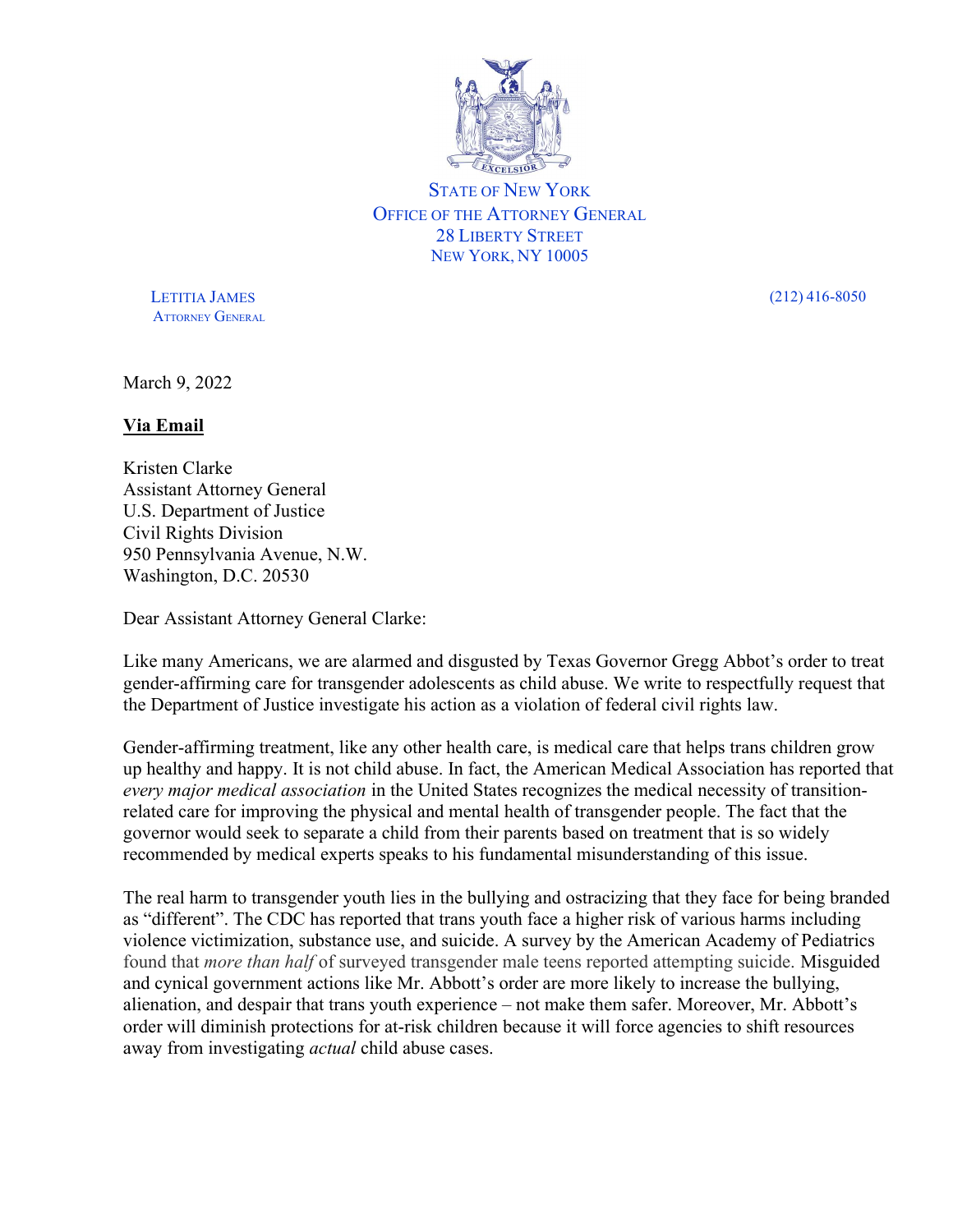STATE OF NEW YORK
OFFICE OF THE ATTORNEY GENERAL
28 LIBERTY STREET
NEW YORK, NY 10005

LETITIA JAMES
ATTORNEY GENERAL

(212) 416-8050

March 9, 2022

**Via Email**

Kristen Clarke
Assistant Attorney General
U.S. Department of Justice
Civil Rights Division
950 Pennsylvania Avenue, N.W.
Washington, D.C. 20530

Dear Assistant Attorney General Clarke:

Like many Americans, we are alarmed and disgusted by Texas Governor Gregg Abbot's order to treat gender-affirming care for transgender adolescents as child abuse. We write to respectfully request that the Department of Justice investigate his action as a violation of federal civil rights law.

Gender-affirming treatment, like any other health care, is medical care that helps trans children grow up healthy and happy. It is not child abuse. In fact, the American Medical Association has reported that *every major medical association* in the United States recognizes the medical necessity of transition-related care for improving the physical and mental health of transgender people. The fact that the governor would seek to separate a child from their parents based on treatment that is so widely recommended by medical experts speaks to his fundamental misunderstanding of this issue.

The real harm to transgender youth lies in the bullying and ostracizing that they face for being branded as "different". The CDC has reported that trans youth face a higher risk of various harms including violence victimization, substance use, and suicide. A survey by the American Academy of Pediatrics found that *more than half* of surveyed transgender male teens reported attempting suicide. Misguided and cynical government actions like Mr. Abbott's order are more likely to increase the bullying, alienation, and despair that trans youth experience – not make them safer. Moreover, Mr. Abbott's order will diminish protections for at-risk children because it will force agencies to shift resources away from investigating *actual* child abuse cases.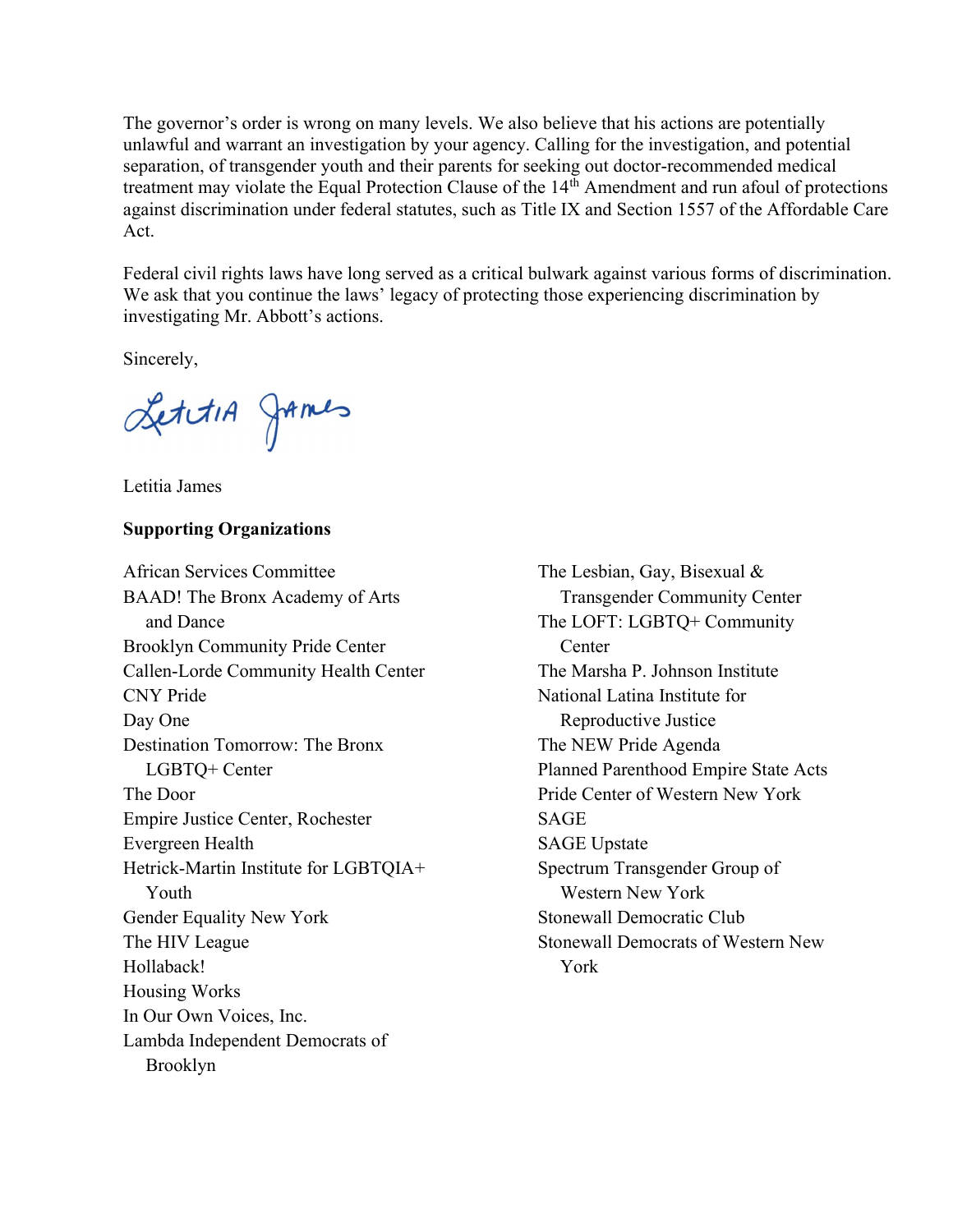The governor's order is wrong on many levels. We also believe that his actions are potentially unlawful and warrant an investigation by your agency. Calling for the investigation, and potential separation, of transgender youth and their parents for seeking out doctor-recommended medical treatment may violate the Equal Protection Clause of the 14th Amendment and run afoul of protections against discrimination under federal statutes, such as Title IX and Section 1557 of the Affordable Care Act.

Federal civil rights laws have long served as a critical bulwark against various forms of discrimination. We ask that you continue the laws' legacy of protecting those experiencing discrimination by investigating Mr. Abbott's actions.

Sincerely,

Letitia James

Letitia James

**Supporting Organizations**

African Services Committee
BAAD! The Bronx Academy of Arts and Dance
Brooklyn Community Pride Center
Callen-Lorde Community Health Center
CNY Pride
Day One
Destination Tomorrow: The Bronx LGBTQ+ Center
The Door
Empire Justice Center, Rochester
Evergreen Health
Hetrick-Martin Institute for LGBTQIA+ Youth
Gender Equality New York
The HIV League
Hollaback!
Housing Works
In Our Own Voices, Inc.
Lambda Independent Democrats of Brooklyn
The Lesbian, Gay, Bisexual & Transgender Community Center
The LOFT: LGBTQ+ Community Center
The Marsha P. Johnson Institute
National Latina Institute for Reproductive Justice
The NEW Pride Agenda
Planned Parenthood Empire State Acts
Pride Center of Western New York
SAGE
SAGE Upstate
Spectrum Transgender Group of Western New York
Stonewall Democratic Club
Stonewall Democrats of Western New York